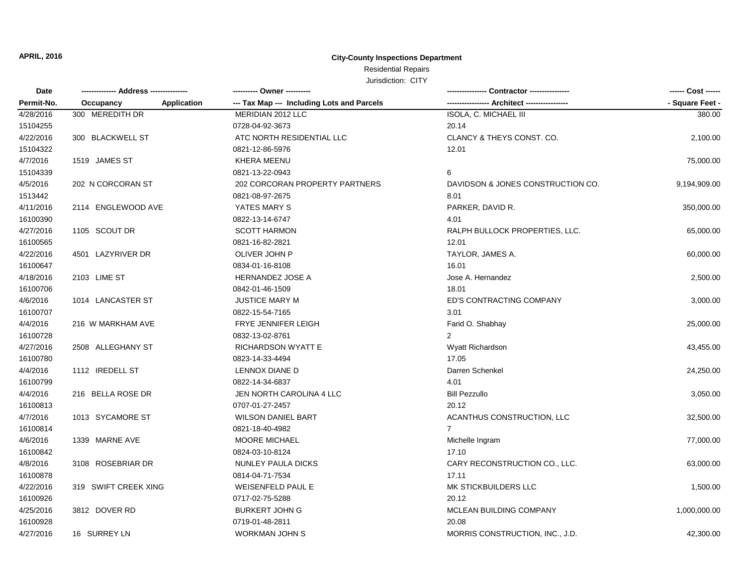**APRIL, 2016**

**City-County Inspections Department**

Residential Repairs

Jurisdiction: CITY

| Date<br>Permit-No. | Address<br>Occupancy / Application | Owner<br>Tax Map --- Including Lots and Parcels | Contractor<br>Architect | Cost<br>Square Feet |
|---|---|---|---|---|
| 4/28/2016<br>15104255 | 300 MEREDITH DR | MERIDIAN 2012 LLC<br>0728-04-92-3673 | ISOLA, C. MICHAEL III<br>20.14 | 380.00 |
| 4/22/2016<br>15104322 | 300 BLACKWELL ST | ATC NORTH RESIDENTIAL LLC<br>0821-12-86-5976 | CLANCY & THEYS CONST. CO.<br>12.01 | 2,100.00 |
| 4/7/2016<br>15104339 | 1519 JAMES ST | KHERA MEENU<br>0821-13-22-0943 | <br>6 | 75,000.00 |
| 4/5/2016<br>1513442 | 202 N CORCORAN ST | 202 CORCORAN PROPERTY PARTNERS<br>0821-08-97-2675 | DAVIDSON & JONES CONSTRUCTION CO.<br>8.01 | 9,194,909.00 |
| 4/11/2016<br>16100390 | 2114 ENGLEWOOD AVE | YATES MARY S<br>0822-13-14-6747 | PARKER, DAVID R.<br>4.01 | 350,000.00 |
| 4/27/2016<br>16100565 | 1105 SCOUT DR | SCOTT HARMON<br>0821-16-82-2821 | RALPH BULLOCK PROPERTIES, LLC.<br>12.01 | 65,000.00 |
| 4/22/2016<br>16100647 | 4501 LAZYRIVER DR | OLIVER JOHN P<br>0834-01-16-8108 | TAYLOR, JAMES A.<br>16.01 | 60,000.00 |
| 4/18/2016<br>16100706 | 2103 LIME ST | HERNANDEZ JOSE A<br>0842-01-46-1509 | Jose A. Hernandez<br>18.01 | 2,500.00 |
| 4/6/2016<br>16100707 | 1014 LANCASTER ST | JUSTICE MARY M<br>0822-15-54-7165 | ED'S CONTRACTING COMPANY<br>3.01 | 3,000.00 |
| 4/4/2016<br>16100728 | 216 W MARKHAM AVE | FRYE JENNIFER LEIGH<br>0832-13-02-8761 | Farid O. Shabhay<br>2 | 25,000.00 |
| 4/27/2016<br>16100780 | 2508 ALLEGHANY ST | RICHARDSON WYATT E<br>0823-14-33-4494 | Wyatt Richardson<br>17.05 | 43,455.00 |
| 4/4/2016<br>16100799 | 1112 IREDELL ST | LENNOX DIANE D<br>0822-14-34-6837 | Darren Schenkel<br>4.01 | 24,250.00 |
| 4/4/2016<br>16100813 | 216 BELLA ROSE DR | JEN NORTH CAROLINA 4 LLC<br>0707-01-27-2457 | Bill Pezzullo<br>20.12 | 3,050.00 |
| 4/7/2016<br>16100814 | 1013 SYCAMORE ST | WILSON DANIEL BART<br>0821-18-40-4982 | ACANTHUS CONSTRUCTION, LLC<br>7 | 32,500.00 |
| 4/6/2016<br>16100842 | 1339 MARNE AVE | MOORE MICHAEL<br>0824-03-10-8124 | Michelle Ingram<br>17.10 | 77,000.00 |
| 4/8/2016<br>16100878 | 3108 ROSEBRIAR DR | NUNLEY PAULA DICKS<br>0814-04-71-7534 | CARY RECONSTRUCTION CO., LLC.<br>17.11 | 63,000.00 |
| 4/22/2016<br>16100926 | 319 SWIFT CREEK XING | WEISENFELD PAUL E<br>0717-02-75-5288 | MK STICKBUILDERS LLC<br>20.12 | 1,500.00 |
| 4/25/2016<br>16100928 | 3812 DOVER RD | BURKERT JOHN G<br>0719-01-48-2811 | MCLEAN BUILDING COMPANY<br>20.08 | 1,000,000.00 |
| 4/27/2016 | 16 SURREY LN | WORKMAN JOHN S | MORRIS CONSTRUCTION, INC., J.D. | 42,300.00 |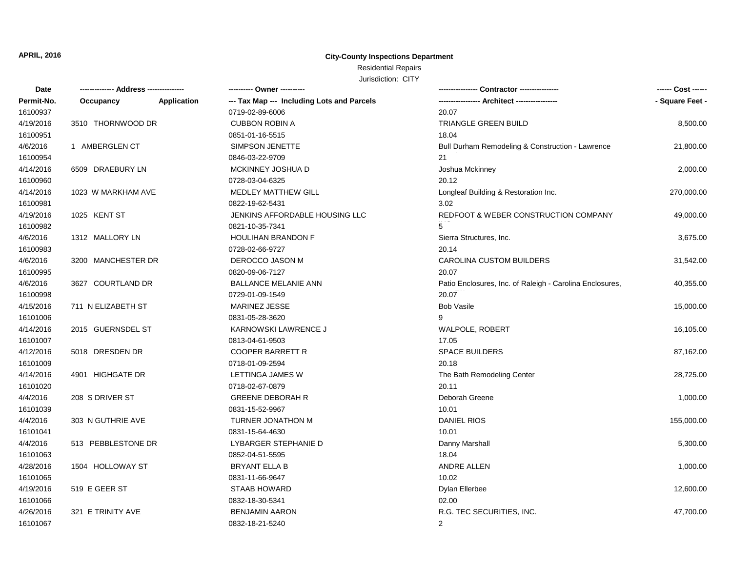**APRIL, 2016**

**City-County Inspections Department**

Residential Repairs

Jurisdiction: CITY

| Date | -------------- Address --------------- | | ---------- Owner ---------- | ---------------- Contractor ---------------- | ------ Cost ------ |
|---|---|---|---|---|---|
| **Permit-No.** | **Occupancy** | **Application** | **--- Tax Map --- Including Lots and Parcels** | **----------------- Architect -----------------** | **- Square Feet -** |
| 16100937 | | | 0719-02-89-6006 | 20.07 | |
| 4/19/2016 | 3510 THORNWOOD DR | | CUBBON ROBIN A | TRIANGLE GREEN BUILD | 8,500.00 |
| 16100951 | | | 0851-01-16-5515 | 18.04 | |
| 4/6/2016 | 1 AMBERGLEN CT | | SIMPSON JENETTE | Bull Durham Remodeling & Construction - Lawrence | 21,800.00 |
| 16100954 | | | 0846-03-22-9709 | 21 | |
| 4/14/2016 | 6509 DRAEBURY LN | | MCKINNEY JOSHUA D | Joshua Mckinney | 2,000.00 |
| 16100960 | | | 0728-03-04-6325 | 20.12 | |
| 4/14/2016 | 1023 W MARKHAM AVE | | MEDLEY MATTHEW GILL | Longleaf Building & Restoration Inc. | 270,000.00 |
| 16100981 | | | 0822-19-62-5431 | 3.02 | |
| 4/19/2016 | 1025 KENT ST | | JENKINS AFFORDABLE HOUSING LLC | REDFOOT & WEBER CONSTRUCTION COMPANY | 49,000.00 |
| 16100982 | | | 0821-10-35-7341 | 5 | |
| 4/6/2016 | 1312 MALLORY LN | | HOULIHAN BRANDON F | Sierra Structures, Inc. | 3,675.00 |
| 16100983 | | | 0728-02-66-9727 | 20.14 | |
| 4/6/2016 | 3200 MANCHESTER DR | | DEROCCO JASON M | CAROLINA CUSTOM BUILDERS | 31,542.00 |
| 16100995 | | | 0820-09-06-7127 | 20.07 | |
| 4/6/2016 | 3627 COURTLAND DR | | BALLANCE MELANIE ANN | Patio Enclosures, Inc. of Raleigh - Carolina Enclosures, | 40,355.00 |
| 16100998 | | | 0729-01-09-1549 | 20.07 | |
| 4/15/2016 | 711 N ELIZABETH ST | | MARINEZ JESSE | Bob Vasile | 15,000.00 |
| 16101006 | | | 0831-05-28-3620 | 9 | |
| 4/14/2016 | 2015 GUERNSDEL ST | | KARNOWSKI LAWRENCE J | WALPOLE, ROBERT | 16,105.00 |
| 16101007 | | | 0813-04-61-9503 | 17.05 | |
| 4/12/2016 | 5018 DRESDEN DR | | COOPER BARRETT R | SPACE BUILDERS | 87,162.00 |
| 16101009 | | | 0718-01-09-2594 | 20.18 | |
| 4/14/2016 | 4901 HIGHGATE DR | | LETTINGA JAMES W | The Bath Remodeling Center | 28,725.00 |
| 16101020 | | | 0718-02-67-0879 | 20.11 | |
| 4/4/2016 | 208 S DRIVER ST | | GREENE DEBORAH R | Deborah Greene | 1,000.00 |
| 16101039 | | | 0831-15-52-9967 | 10.01 | |
| 4/4/2016 | 303 N GUTHRIE AVE | | TURNER JONATHON M | DANIEL RIOS | 155,000.00 |
| 16101041 | | | 0831-15-64-4630 | 10.01 | |
| 4/4/2016 | 513 PEBBLESTONE DR | | LYBARGER STEPHANIE D | Danny Marshall | 5,300.00 |
| 16101063 | | | 0852-04-51-5595 | 18.04 | |
| 4/28/2016 | 1504 HOLLOWAY ST | | BRYANT ELLA B | ANDRE ALLEN | 1,000.00 |
| 16101065 | | | 0831-11-66-9647 | 10.02 | |
| 4/19/2016 | 519 E GEER ST | | STAAB HOWARD | Dylan Ellerbee | 12,600.00 |
| 16101066 | | | 0832-18-30-5341 | 02.00 | |
| 4/26/2016 | 321 E TRINITY AVE | | BENJAMIN AARON | R.G. TEC SECURITIES, INC. | 47,700.00 |
| 16101067 | | | 0832-18-21-5240 | 2 | |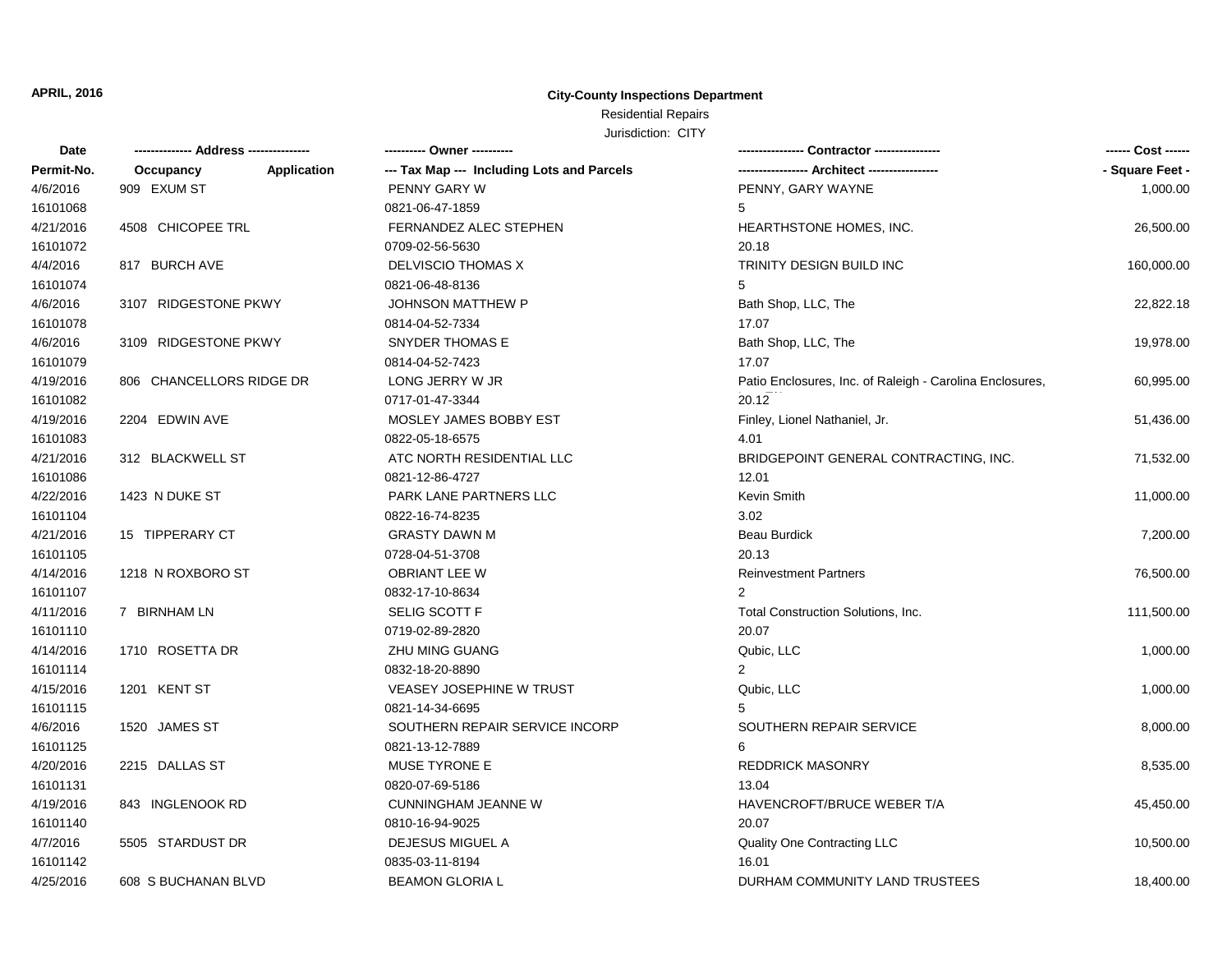**APRIL, 2016**

**City-County Inspections Department**

Residential Repairs

Jurisdiction: CITY

| Date / Permit-No. | Address / Occupancy / Application | Owner / Tax Map --- Including Lots and Parcels | Contractor / Architect | Cost / Square Feet |
|---|---|---|---|---|
| 4/6/2016<br>16101068 | 909 EXUM ST | PENNY GARY W<br>0821-06-47-1859 | PENNY, GARY WAYNE<br>5 | 1,000.00 |
| 4/21/2016<br>16101072 | 4508 CHICOPEE TRL | FERNANDEZ ALEC STEPHEN<br>0709-02-56-5630 | HEARTHSTONE HOMES, INC.<br>20.18 | 26,500.00 |
| 4/4/2016<br>16101074 | 817 BURCH AVE | DELVISCIO THOMAS X<br>0821-06-48-8136 | TRINITY DESIGN BUILD INC<br>5 | 160,000.00 |
| 4/6/2016<br>16101078 | 3107 RIDGESTONE PKWY | JOHNSON MATTHEW P<br>0814-04-52-7334 | Bath Shop, LLC, The<br>17.07 | 22,822.18 |
| 4/6/2016<br>16101079 | 3109 RIDGESTONE PKWY | SNYDER THOMAS E<br>0814-04-52-7423 | Bath Shop, LLC, The<br>17.07 | 19,978.00 |
| 4/19/2016<br>16101082 | 806 CHANCELLORS RIDGE DR | LONG JERRY W JR<br>0717-01-47-3344 | Patio Enclosures, Inc. of Raleigh - Carolina Enclosures,<br>20.12 | 60,995.00 |
| 4/19/2016<br>16101083 | 2204 EDWIN AVE | MOSLEY JAMES BOBBY EST<br>0822-05-18-6575 | Finley, Lionel Nathaniel, Jr.<br>4.01 | 51,436.00 |
| 4/21/2016<br>16101086 | 312 BLACKWELL ST | ATC NORTH RESIDENTIAL LLC<br>0821-12-86-4727 | BRIDGEPOINT GENERAL CONTRACTING, INC.<br>12.01 | 71,532.00 |
| 4/22/2016<br>16101104 | 1423 N DUKE ST | PARK LANE PARTNERS LLC<br>0822-16-74-8235 | Kevin Smith<br>3.02 | 11,000.00 |
| 4/21/2016<br>16101105 | 15 TIPPERARY CT | GRASTY DAWN M<br>0728-04-51-3708 | Beau Burdick<br>20.13 | 7,200.00 |
| 4/14/2016<br>16101107 | 1218 N ROXBORO ST | OBRIANT LEE W<br>0832-17-10-8634 | Reinvestment Partners<br>2 | 76,500.00 |
| 4/11/2016<br>16101110 | 7 BIRNHAM LN | SELIG SCOTT F<br>0719-02-89-2820 | Total Construction Solutions, Inc.<br>20.07 | 111,500.00 |
| 4/14/2016<br>16101114 | 1710 ROSETTA DR | ZHU MING GUANG<br>0832-18-20-8890 | Qubic, LLC<br>2 | 1,000.00 |
| 4/15/2016<br>16101115 | 1201 KENT ST | VEASEY JOSEPHINE W TRUST<br>0821-14-34-6695 | Qubic, LLC<br>5 | 1,000.00 |
| 4/6/2016<br>16101125 | 1520 JAMES ST | SOUTHERN REPAIR SERVICE INCORP<br>0821-13-12-7889 | SOUTHERN REPAIR SERVICE<br>6 | 8,000.00 |
| 4/20/2016<br>16101131 | 2215 DALLAS ST | MUSE TYRONE E<br>0820-07-69-5186 | REDDRICK MASONRY<br>13.04 | 8,535.00 |
| 4/19/2016<br>16101140 | 843 INGLENOOK RD | CUNNINGHAM JEANNE W<br>0810-16-94-9025 | HAVENCROFT/BRUCE WEBER T/A<br>20.07 | 45,450.00 |
| 4/7/2016<br>16101142 | 5505 STARDUST DR | DEJESUS MIGUEL A<br>0835-03-11-8194 | Quality One Contracting LLC<br>16.01 | 10,500.00 |
| 4/25/2016 | 608 S BUCHANAN BLVD | BEAMON GLORIA L | DURHAM COMMUNITY LAND TRUSTEES | 18,400.00 |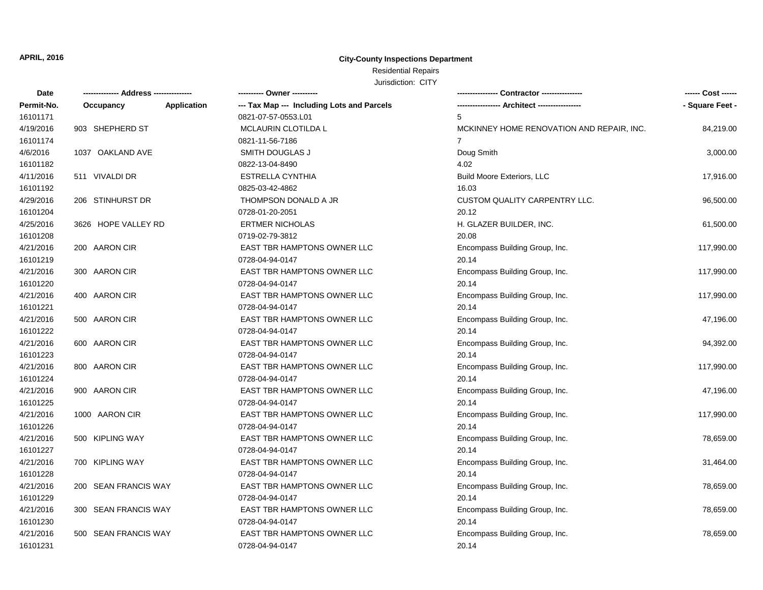**APRIL, 2016**

**City-County Inspections Department**

Residential Repairs

Jurisdiction: CITY

| Date | Address | | Owner | Contractor | Cost |
|---|---|---|---|---|---|
| **Permit-No.** | **Occupancy** | **Application** | **Tax Map --- Including Lots and Parcels** | **Architect** | **Square Feet** |
| 16101171 | | | 0821-07-57-0553.L01 | 5 | |
| 4/19/2016 | 903 SHEPHERD ST | | MCLAURIN CLOTILDA L | MCKINNEY HOME RENOVATION AND REPAIR, INC. | 84,219.00 |
| 16101174 | | | 0821-11-56-7186 | 7 | |
| 4/6/2016 | 1037 OAKLAND AVE | | SMITH DOUGLAS J | Doug Smith | 3,000.00 |
| 16101182 | | | 0822-13-04-8490 | 4.02 | |
| 4/11/2016 | 511 VIVALDI DR | | ESTRELLA CYNTHIA | Build Moore Exteriors, LLC | 17,916.00 |
| 16101192 | | | 0825-03-42-4862 | 16.03 | |
| 4/29/2016 | 206 STINHURST DR | | THOMPSON DONALD A JR | CUSTOM QUALITY CARPENTRY LLC. | 96,500.00 |
| 16101204 | | | 0728-01-20-2051 | 20.12 | |
| 4/25/2016 | 3626 HOPE VALLEY RD | | ERTMER NICHOLAS | H. GLAZER BUILDER, INC. | 61,500.00 |
| 16101208 | | | 0719-02-79-3812 | 20.08 | |
| 4/21/2016 | 200 AARON CIR | | EAST TBR HAMPTONS OWNER LLC | Encompass Building Group, Inc. | 117,990.00 |
| 16101219 | | | 0728-04-94-0147 | 20.14 | |
| 4/21/2016 | 300 AARON CIR | | EAST TBR HAMPTONS OWNER LLC | Encompass Building Group, Inc. | 117,990.00 |
| 16101220 | | | 0728-04-94-0147 | 20.14 | |
| 4/21/2016 | 400 AARON CIR | | EAST TBR HAMPTONS OWNER LLC | Encompass Building Group, Inc. | 117,990.00 |
| 16101221 | | | 0728-04-94-0147 | 20.14 | |
| 4/21/2016 | 500 AARON CIR | | EAST TBR HAMPTONS OWNER LLC | Encompass Building Group, Inc. | 47,196.00 |
| 16101222 | | | 0728-04-94-0147 | 20.14 | |
| 4/21/2016 | 600 AARON CIR | | EAST TBR HAMPTONS OWNER LLC | Encompass Building Group, Inc. | 94,392.00 |
| 16101223 | | | 0728-04-94-0147 | 20.14 | |
| 4/21/2016 | 800 AARON CIR | | EAST TBR HAMPTONS OWNER LLC | Encompass Building Group, Inc. | 117,990.00 |
| 16101224 | | | 0728-04-94-0147 | 20.14 | |
| 4/21/2016 | 900 AARON CIR | | EAST TBR HAMPTONS OWNER LLC | Encompass Building Group, Inc. | 47,196.00 |
| 16101225 | | | 0728-04-94-0147 | 20.14 | |
| 4/21/2016 | 1000 AARON CIR | | EAST TBR HAMPTONS OWNER LLC | Encompass Building Group, Inc. | 117,990.00 |
| 16101226 | | | 0728-04-94-0147 | 20.14 | |
| 4/21/2016 | 500 KIPLING WAY | | EAST TBR HAMPTONS OWNER LLC | Encompass Building Group, Inc. | 78,659.00 |
| 16101227 | | | 0728-04-94-0147 | 20.14 | |
| 4/21/2016 | 700 KIPLING WAY | | EAST TBR HAMPTONS OWNER LLC | Encompass Building Group, Inc. | 31,464.00 |
| 16101228 | | | 0728-04-94-0147 | 20.14 | |
| 4/21/2016 | 200 SEAN FRANCIS WAY | | EAST TBR HAMPTONS OWNER LLC | Encompass Building Group, Inc. | 78,659.00 |
| 16101229 | | | 0728-04-94-0147 | 20.14 | |
| 4/21/2016 | 300 SEAN FRANCIS WAY | | EAST TBR HAMPTONS OWNER LLC | Encompass Building Group, Inc. | 78,659.00 |
| 16101230 | | | 0728-04-94-0147 | 20.14 | |
| 4/21/2016 | 500 SEAN FRANCIS WAY | | EAST TBR HAMPTONS OWNER LLC | Encompass Building Group, Inc. | 78,659.00 |
| 16101231 | | | 0728-04-94-0147 | 20.14 | |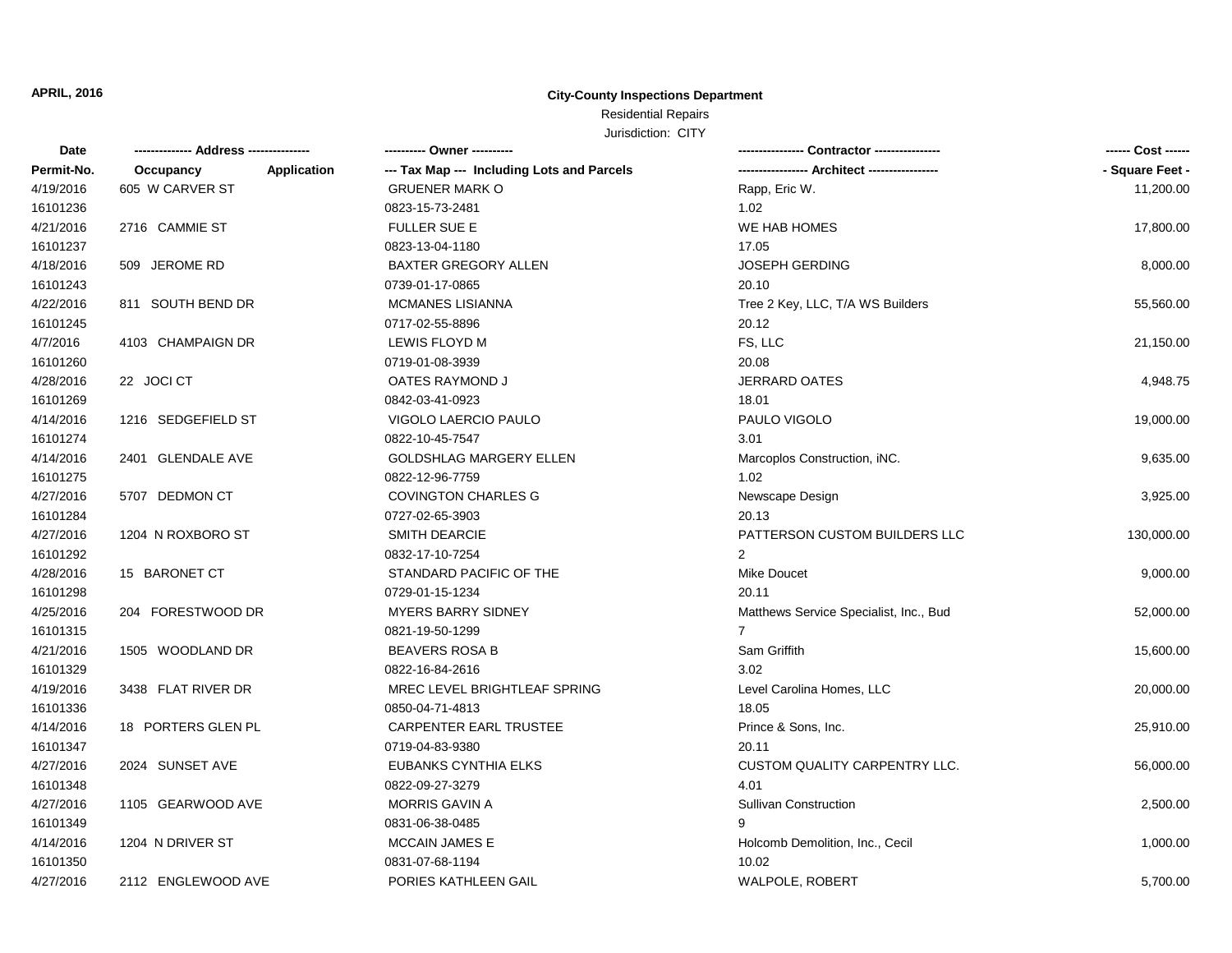**APRIL, 2016**

**City-County Inspections Department**

Residential Repairs

Jurisdiction: CITY

| Date | ------------- Address -------------- | | ---------- Owner ---------- | --------------- Contractor --------------- | ------ Cost ------ |
|---|---|---|---|---|---|
| **Permit-No.** | **Occupancy** | **Application** | **--- Tax Map --- Including Lots and Parcels** | **---------------- Architect ----------------** | **- Square Feet -** |
| 4/19/2016 | 605 W CARVER ST | | GRUENER MARK O | Rapp, Eric W. | 11,200.00 |
| 16101236 | | | 0823-15-73-2481 | 1.02 | |
| 4/21/2016 | 2716 CAMMIE ST | | FULLER SUE E | WE HAB HOMES | 17,800.00 |
| 16101237 | | | 0823-13-04-1180 | 17.05 | |
| 4/18/2016 | 509 JEROME RD | | BAXTER GREGORY ALLEN | JOSEPH GERDING | 8,000.00 |
| 16101243 | | | 0739-01-17-0865 | 20.10 | |
| 4/22/2016 | 811 SOUTH BEND DR | | MCMANES LISIANNA | Tree 2 Key, LLC, T/A WS Builders | 55,560.00 |
| 16101245 | | | 0717-02-55-8896 | 20.12 | |
| 4/7/2016 | 4103 CHAMPAIGN DR | | LEWIS FLOYD M | FS, LLC | 21,150.00 |
| 16101260 | | | 0719-01-08-3939 | 20.08 | |
| 4/28/2016 | 22 JOCI CT | | OATES RAYMOND J | JERRARD OATES | 4,948.75 |
| 16101269 | | | 0842-03-41-0923 | 18.01 | |
| 4/14/2016 | 1216 SEDGEFIELD ST | | VIGOLO LAERCIO PAULO | PAULO VIGOLO | 19,000.00 |
| 16101274 | | | 0822-10-45-7547 | 3.01 | |
| 4/14/2016 | 2401 GLENDALE AVE | | GOLDSHLAG MARGERY ELLEN | Marcoplos Construction, iNC. | 9,635.00 |
| 16101275 | | | 0822-12-96-7759 | 1.02 | |
| 4/27/2016 | 5707 DEDMON CT | | COVINGTON CHARLES G | Newscape Design | 3,925.00 |
| 16101284 | | | 0727-02-65-3903 | 20.13 | |
| 4/27/2016 | 1204 N ROXBORO ST | | SMITH DEARCIE | PATTERSON CUSTOM BUILDERS LLC | 130,000.00 |
| 16101292 | | | 0832-17-10-7254 | 2 | |
| 4/28/2016 | 15 BARONET CT | | STANDARD PACIFIC OF THE | Mike Doucet | 9,000.00 |
| 16101298 | | | 0729-01-15-1234 | 20.11 | |
| 4/25/2016 | 204 FORESTWOOD DR | | MYERS BARRY SIDNEY | Matthews Service Specialist, Inc., Bud | 52,000.00 |
| 16101315 | | | 0821-19-50-1299 | 7 | |
| 4/21/2016 | 1505 WOODLAND DR | | BEAVERS ROSA B | Sam Griffith | 15,600.00 |
| 16101329 | | | 0822-16-84-2616 | 3.02 | |
| 4/19/2016 | 3438 FLAT RIVER DR | | MREC LEVEL BRIGHTLEAF SPRING | Level Carolina Homes, LLC | 20,000.00 |
| 16101336 | | | 0850-04-71-4813 | 18.05 | |
| 4/14/2016 | 18 PORTERS GLEN PL | | CARPENTER EARL TRUSTEE | Prince & Sons, Inc. | 25,910.00 |
| 16101347 | | | 0719-04-83-9380 | 20.11 | |
| 4/27/2016 | 2024 SUNSET AVE | | EUBANKS CYNTHIA ELKS | CUSTOM QUALITY CARPENTRY LLC. | 56,000.00 |
| 16101348 | | | 0822-09-27-3279 | 4.01 | |
| 4/27/2016 | 1105 GEARWOOD AVE | | MORRIS GAVIN A | Sullivan Construction | 2,500.00 |
| 16101349 | | | 0831-06-38-0485 | 9 | |
| 4/14/2016 | 1204 N DRIVER ST | | MCCAIN JAMES E | Holcomb Demolition, Inc., Cecil | 1,000.00 |
| 16101350 | | | 0831-07-68-1194 | 10.02 | |
| 4/27/2016 | 2112 ENGLEWOOD AVE | | PORIES KATHLEEN GAIL | WALPOLE, ROBERT | 5,700.00 |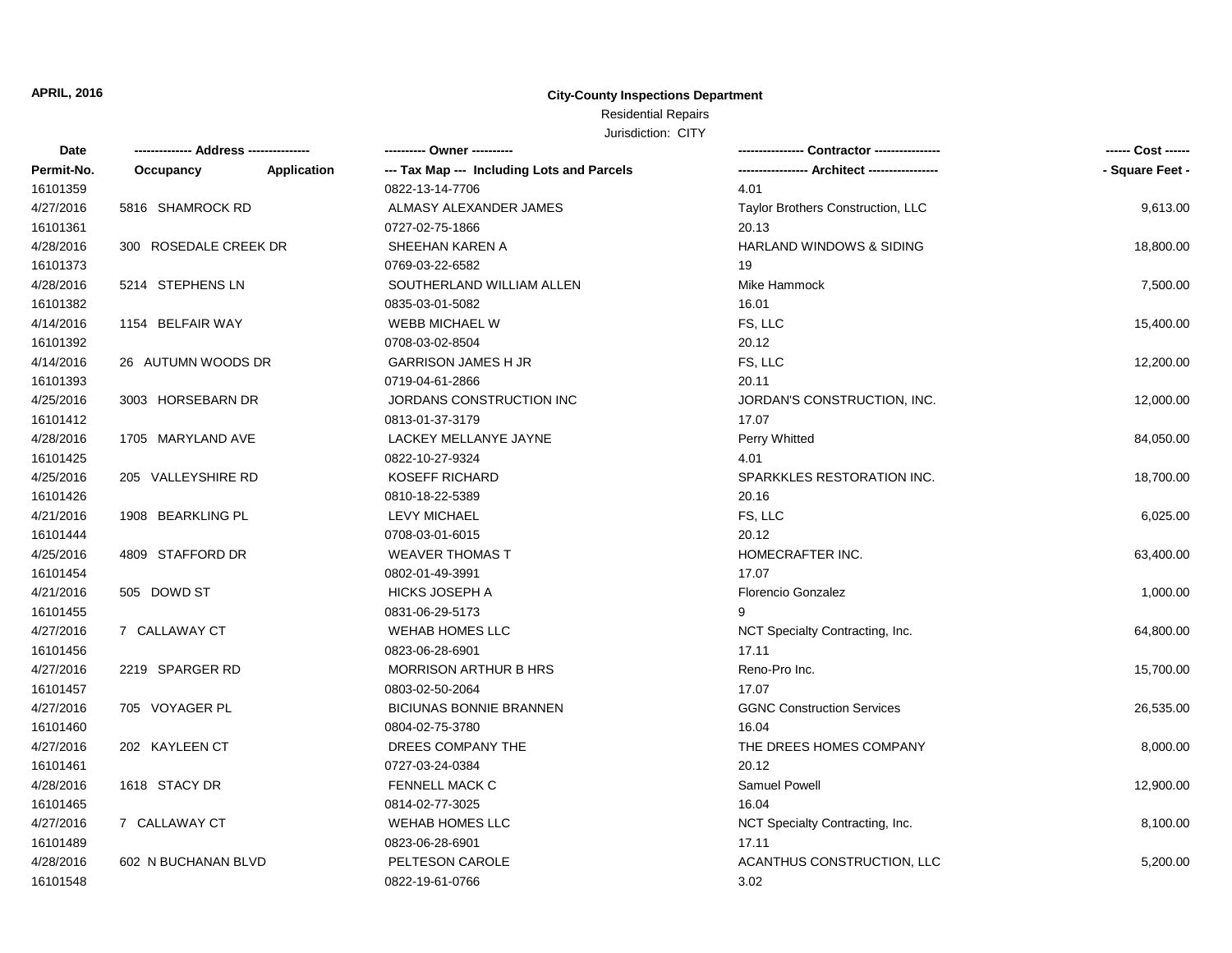**APRIL, 2016**

**City-County Inspections Department**

Residential Repairs

Jurisdiction: CITY

| Date | ------------- Address -------------- | | ---------- Owner ---------- | ---------------- Contractor ---------------- | ------ Cost ------ |
|---|---|---|---|---|---|
| Permit-No. | Occupancy | Application | --- Tax Map --- Including Lots and Parcels | ----------------- Architect ----------------- | - Square Feet - |
| 16101359 | | | 0822-13-14-7706 | 4.01 | |
| 4/27/2016 | 5816 SHAMROCK RD | | ALMASY ALEXANDER JAMES | Taylor Brothers Construction, LLC | 9,613.00 |
| 16101361 | | | 0727-02-75-1866 | 20.13 | |
| 4/28/2016 | 300 ROSEDALE CREEK DR | | SHEEHAN KAREN A | HARLAND WINDOWS & SIDING | 18,800.00 |
| 16101373 | | | 0769-03-22-6582 | 19 | |
| 4/28/2016 | 5214 STEPHENS LN | | SOUTHERLAND WILLIAM ALLEN | Mike Hammock | 7,500.00 |
| 16101382 | | | 0835-03-01-5082 | 16.01 | |
| 4/14/2016 | 1154 BELFAIR WAY | | WEBB MICHAEL W | FS, LLC | 15,400.00 |
| 16101392 | | | 0708-03-02-8504 | 20.12 | |
| 4/14/2016 | 26 AUTUMN WOODS DR | | GARRISON JAMES H JR | FS, LLC | 12,200.00 |
| 16101393 | | | 0719-04-61-2866 | 20.11 | |
| 4/25/2016 | 3003 HORSEBARN DR | | JORDANS CONSTRUCTION INC | JORDAN'S CONSTRUCTION, INC. | 12,000.00 |
| 16101412 | | | 0813-01-37-3179 | 17.07 | |
| 4/28/2016 | 1705 MARYLAND AVE | | LACKEY MELLANYE JAYNE | Perry Whitted | 84,050.00 |
| 16101425 | | | 0822-10-27-9324 | 4.01 | |
| 4/25/2016 | 205 VALLEYSHIRE RD | | KOSEFF RICHARD | SPARKKLES RESTORATION INC. | 18,700.00 |
| 16101426 | | | 0810-18-22-5389 | 20.16 | |
| 4/21/2016 | 1908 BEARKLING PL | | LEVY MICHAEL | FS, LLC | 6,025.00 |
| 16101444 | | | 0708-03-01-6015 | 20.12 | |
| 4/25/2016 | 4809 STAFFORD DR | | WEAVER THOMAS T | HOMECRAFTER INC. | 63,400.00 |
| 16101454 | | | 0802-01-49-3991 | 17.07 | |
| 4/21/2016 | 505 DOWD ST | | HICKS JOSEPH A | Florencio Gonzalez | 1,000.00 |
| 16101455 | | | 0831-06-29-5173 | 9 | |
| 4/27/2016 | 7 CALLAWAY CT | | WEHAB HOMES LLC | NCT Specialty Contracting, Inc. | 64,800.00 |
| 16101456 | | | 0823-06-28-6901 | 17.11 | |
| 4/27/2016 | 2219 SPARGER RD | | MORRISON ARTHUR B HRS | Reno-Pro Inc. | 15,700.00 |
| 16101457 | | | 0803-02-50-2064 | 17.07 | |
| 4/27/2016 | 705 VOYAGER PL | | BICIUNAS BONNIE BRANNEN | GGNC Construction Services | 26,535.00 |
| 16101460 | | | 0804-02-75-3780 | 16.04 | |
| 4/27/2016 | 202 KAYLEEN CT | | DREES COMPANY THE | THE DREES HOMES COMPANY | 8,000.00 |
| 16101461 | | | 0727-03-24-0384 | 20.12 | |
| 4/28/2016 | 1618 STACY DR | | FENNELL MACK C | Samuel Powell | 12,900.00 |
| 16101465 | | | 0814-02-77-3025 | 16.04 | |
| 4/27/2016 | 7 CALLAWAY CT | | WEHAB HOMES LLC | NCT Specialty Contracting, Inc. | 8,100.00 |
| 16101489 | | | 0823-06-28-6901 | 17.11 | |
| 4/28/2016 | 602 N BUCHANAN BLVD | | PELTESON CAROLE | ACANTHUS CONSTRUCTION, LLC | 5,200.00 |
| 16101548 | | | 0822-19-61-0766 | 3.02 | |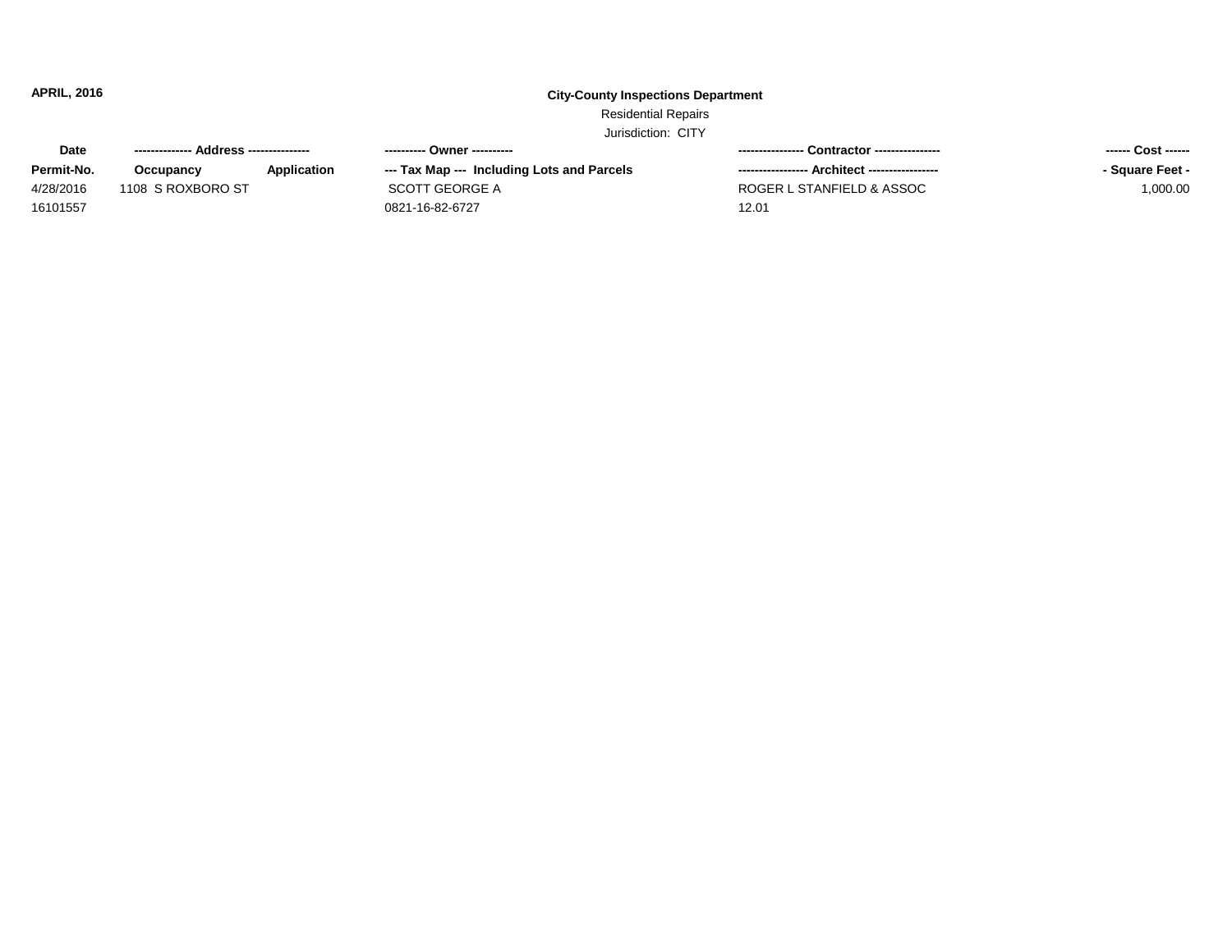**APRIL, 2016**

**City-County Inspections Department**

Residential Repairs

Jurisdiction: CITY

| Date | -------------- Address --------------- | | ---------- Owner ---------- | ---------------- Contractor ---------------- | ------ Cost ------ |
|---|---|---|---|---|---|
| **Permit-No.** | **Occupancy** | **Application** | **--- Tax Map --- Including Lots and Parcels** | **----------------- Architect -----------------** | **- Square Feet -** |
| 4/28/2016 | 1108 S ROXBORO ST | | SCOTT GEORGE A | ROGER L STANFIELD & ASSOC | 1,000.00 |
| 16101557 | | | 0821-16-82-6727 | 12.01 | |